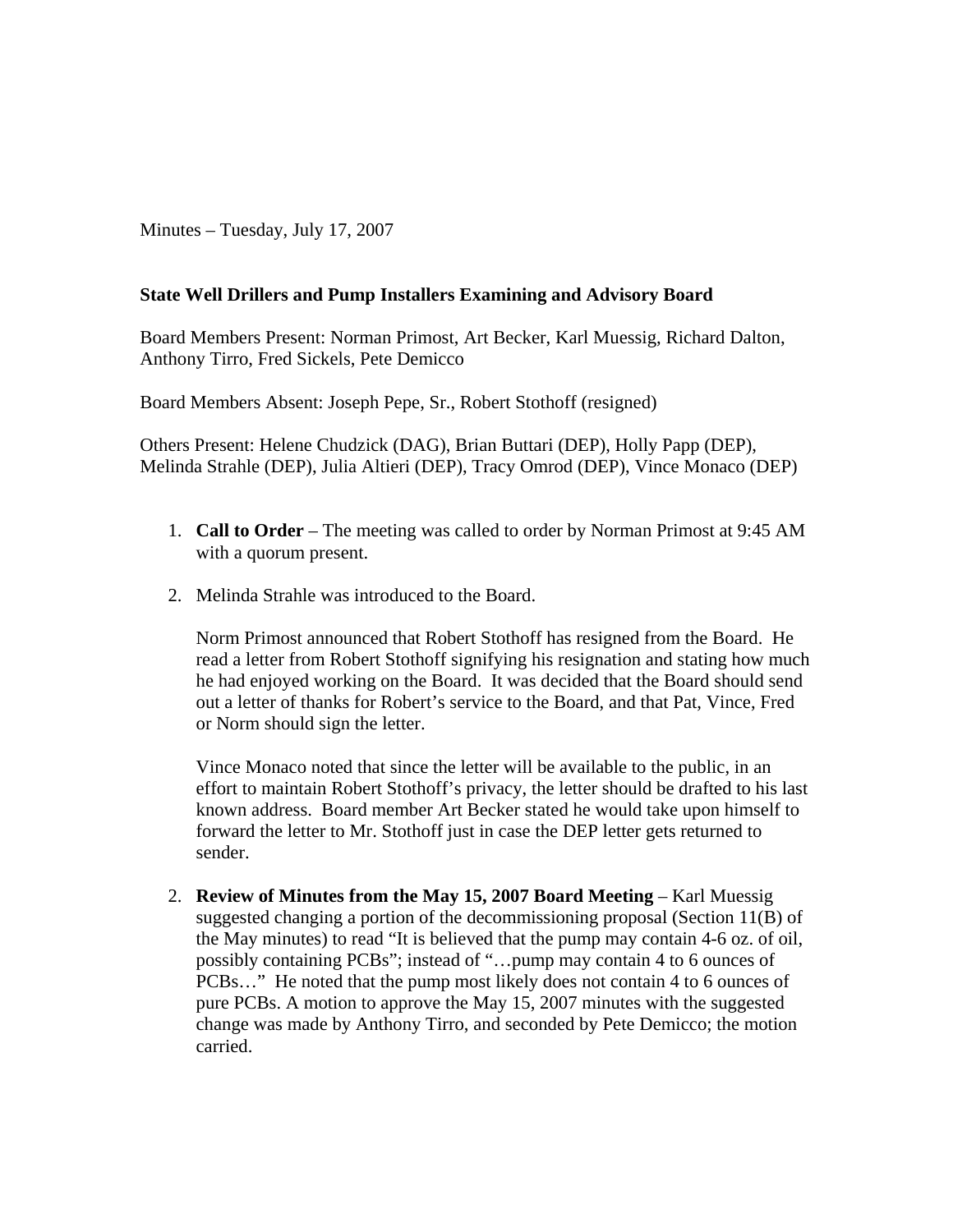Minutes – Tuesday, July 17, 2007

**State Well Drillers and Pump Installers Examining and Advisory Board**

Board Members Present: Norman Primost, Art Becker, Karl Muessig, Richard Dalton, Anthony Tirro, Fred Sickels, Pete Demicco

Board Members Absent: Joseph Pepe, Sr., Robert Stothoff (resigned)

Others Present: Helene Chudzick (DAG), Brian Buttari (DEP), Holly Papp (DEP), Melinda Strahle (DEP), Julia Altieri (DEP), Tracy Omrod (DEP), Vince Monaco (DEP)

1. **Call to Order** – The meeting was called to order by Norman Primost at 9:45 AM with a quorum present.

2. Melinda Strahle was introduced to the Board.

   Norm Primost announced that Robert Stothoff has resigned from the Board. He read a letter from Robert Stothoff signifying his resignation and stating how much he had enjoyed working on the Board. It was decided that the Board should send out a letter of thanks for Robert's service to the Board, and that Pat, Vince, Fred or Norm should sign the letter.

   Vince Monaco noted that since the letter will be available to the public, in an effort to maintain Robert Stothoff's privacy, the letter should be drafted to his last known address. Board member Art Becker stated he would take upon himself to forward the letter to Mr. Stothoff just in case the DEP letter gets returned to sender.

2. **Review of Minutes from the May 15, 2007 Board Meeting** – Karl Muessig suggested changing a portion of the decommissioning proposal (Section 11(B) of the May minutes) to read "It is believed that the pump may contain 4-6 oz. of oil, possibly containing PCBs"; instead of "…pump may contain 4 to 6 ounces of PCBs…" He noted that the pump most likely does not contain 4 to 6 ounces of pure PCBs. A motion to approve the May 15, 2007 minutes with the suggested change was made by Anthony Tirro, and seconded by Pete Demicco; the motion carried.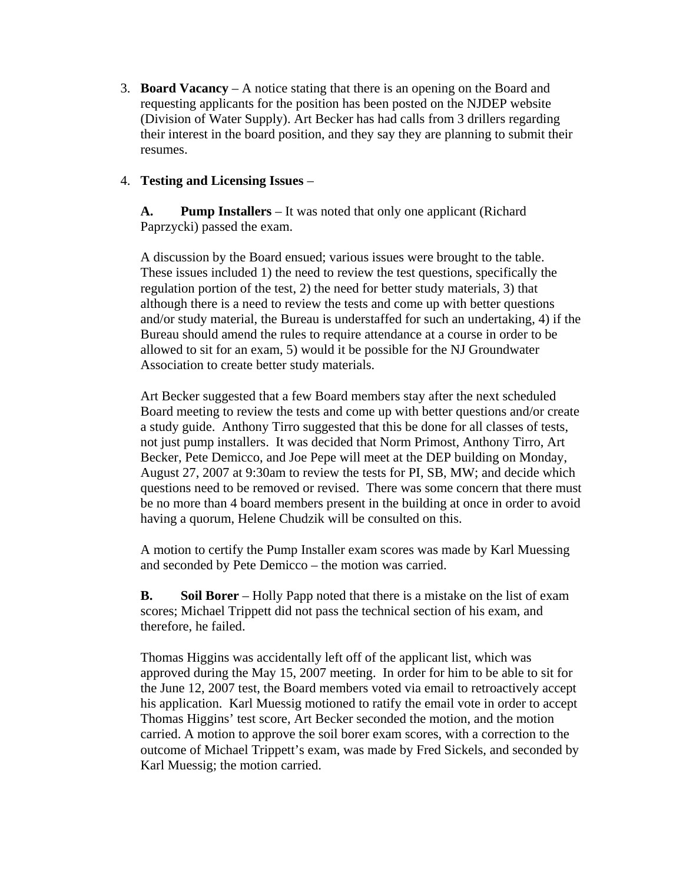3. **Board Vacancy** – A notice stating that there is an opening on the Board and requesting applicants for the position has been posted on the NJDEP website (Division of Water Supply). Art Becker has had calls from 3 drillers regarding their interest in the board position, and they say they are planning to submit their resumes.

4. **Testing and Licensing Issues** –

   **A. Pump Installers** – It was noted that only one applicant (Richard Paprzycki) passed the exam.

   A discussion by the Board ensued; various issues were brought to the table. These issues included 1) the need to review the test questions, specifically the regulation portion of the test, 2) the need for better study materials, 3) that although there is a need to review the tests and come up with better questions and/or study material, the Bureau is understaffed for such an undertaking, 4) if the Bureau should amend the rules to require attendance at a course in order to be allowed to sit for an exam, 5) would it be possible for the NJ Groundwater Association to create better study materials.

   Art Becker suggested that a few Board members stay after the next scheduled Board meeting to review the tests and come up with better questions and/or create a study guide. Anthony Tirro suggested that this be done for all classes of tests, not just pump installers. It was decided that Norm Primost, Anthony Tirro, Art Becker, Pete Demicco, and Joe Pepe will meet at the DEP building on Monday, August 27, 2007 at 9:30am to review the tests for PI, SB, MW; and decide which questions need to be removed or revised. There was some concern that there must be no more than 4 board members present in the building at once in order to avoid having a quorum, Helene Chudzik will be consulted on this.

   A motion to certify the Pump Installer exam scores was made by Karl Muessing and seconded by Pete Demicco – the motion was carried.

   **B. Soil Borer** – Holly Papp noted that there is a mistake on the list of exam scores; Michael Trippett did not pass the technical section of his exam, and therefore, he failed.

   Thomas Higgins was accidentally left off of the applicant list, which was approved during the May 15, 2007 meeting. In order for him to be able to sit for the June 12, 2007 test, the Board members voted via email to retroactively accept his application. Karl Muessig motioned to ratify the email vote in order to accept Thomas Higgins' test score, Art Becker seconded the motion, and the motion carried. A motion to approve the soil borer exam scores, with a correction to the outcome of Michael Trippett's exam, was made by Fred Sickels, and seconded by Karl Muessig; the motion carried.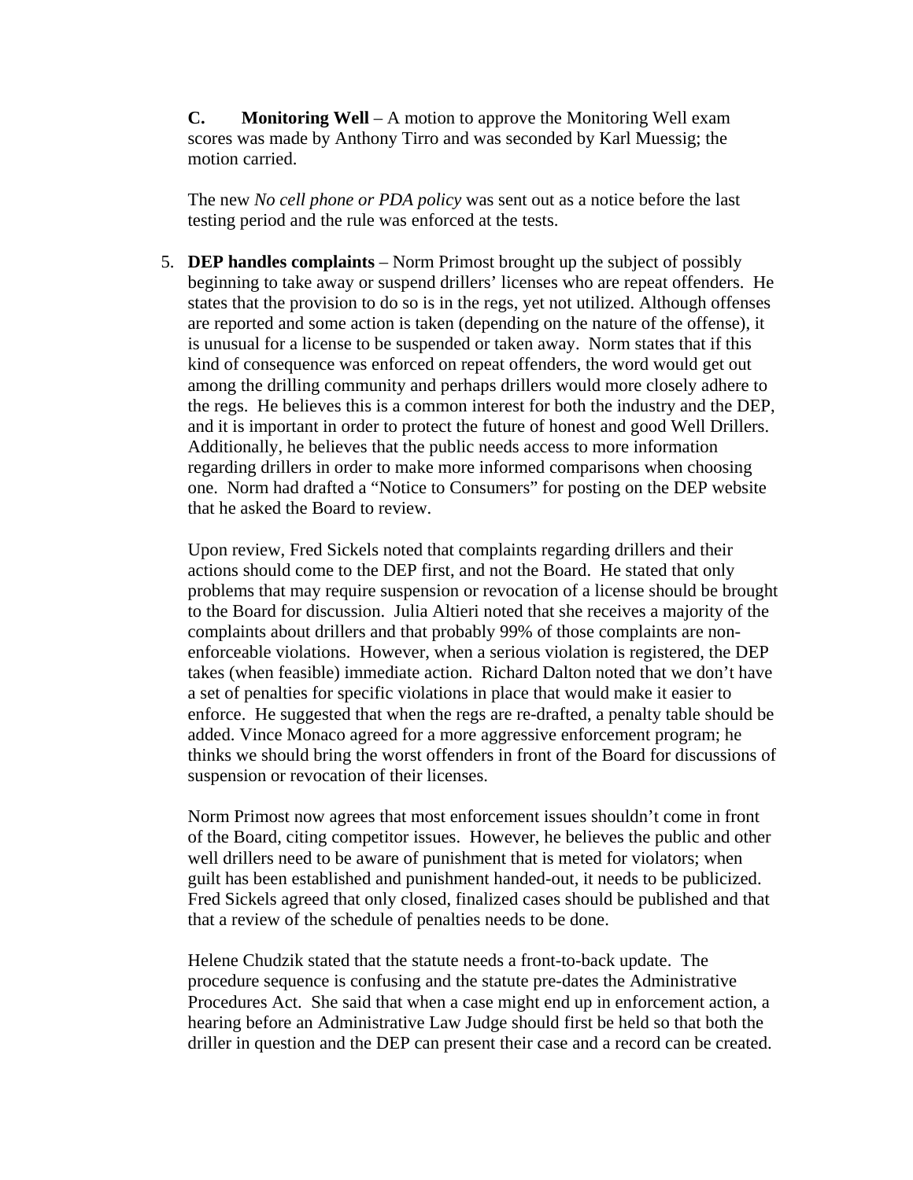**C. Monitoring Well** – A motion to approve the Monitoring Well exam scores was made by Anthony Tirro and was seconded by Karl Muessig; the motion carried.

The new *No cell phone or PDA policy* was sent out as a notice before the last testing period and the rule was enforced at the tests.

5. **DEP handles complaints** – Norm Primost brought up the subject of possibly beginning to take away or suspend drillers' licenses who are repeat offenders. He states that the provision to do so is in the regs, yet not utilized. Although offenses are reported and some action is taken (depending on the nature of the offense), it is unusual for a license to be suspended or taken away. Norm states that if this kind of consequence was enforced on repeat offenders, the word would get out among the drilling community and perhaps drillers would more closely adhere to the regs. He believes this is a common interest for both the industry and the DEP, and it is important in order to protect the future of honest and good Well Drillers. Additionally, he believes that the public needs access to more information regarding drillers in order to make more informed comparisons when choosing one. Norm had drafted a "Notice to Consumers" for posting on the DEP website that he asked the Board to review.

   Upon review, Fred Sickels noted that complaints regarding drillers and their actions should come to the DEP first, and not the Board. He stated that only problems that may require suspension or revocation of a license should be brought to the Board for discussion. Julia Altieri noted that she receives a majority of the complaints about drillers and that probably 99% of those complaints are non-enforceable violations. However, when a serious violation is registered, the DEP takes (when feasible) immediate action. Richard Dalton noted that we don't have a set of penalties for specific violations in place that would make it easier to enforce. He suggested that when the regs are re-drafted, a penalty table should be added. Vince Monaco agreed for a more aggressive enforcement program; he thinks we should bring the worst offenders in front of the Board for discussions of suspension or revocation of their licenses.

   Norm Primost now agrees that most enforcement issues shouldn't come in front of the Board, citing competitor issues. However, he believes the public and other well drillers need to be aware of punishment that is meted for violators; when guilt has been established and punishment handed-out, it needs to be publicized. Fred Sickels agreed that only closed, finalized cases should be published and that that a review of the schedule of penalties needs to be done.

   Helene Chudzik stated that the statute needs a front-to-back update. The procedure sequence is confusing and the statute pre-dates the Administrative Procedures Act. She said that when a case might end up in enforcement action, a hearing before an Administrative Law Judge should first be held so that both the driller in question and the DEP can present their case and a record can be created.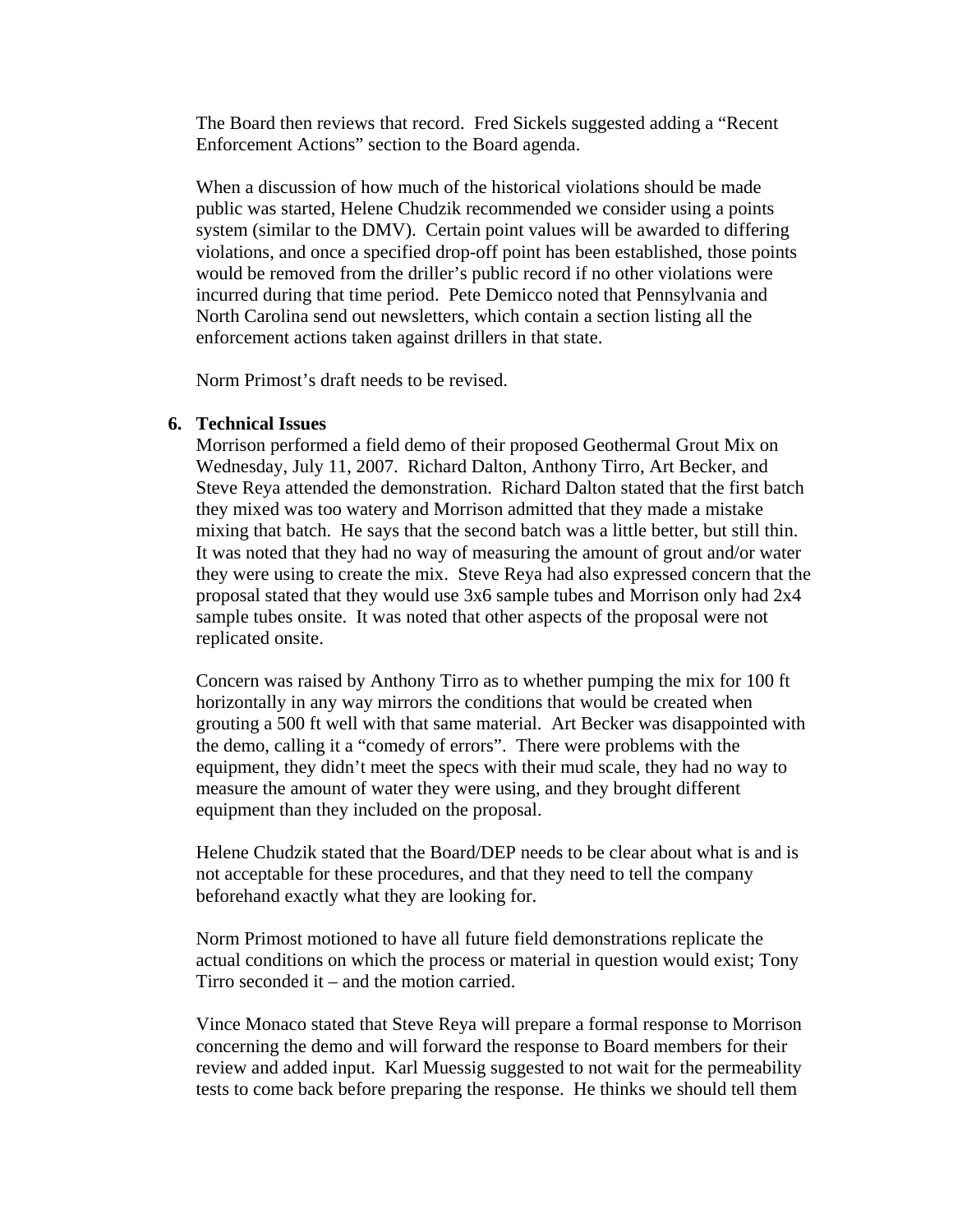The Board then reviews that record. Fred Sickels suggested adding a "Recent Enforcement Actions" section to the Board agenda.

When a discussion of how much of the historical violations should be made public was started, Helene Chudzik recommended we consider using a points system (similar to the DMV). Certain point values will be awarded to differing violations, and once a specified drop-off point has been established, those points would be removed from the driller's public record if no other violations were incurred during that time period. Pete Demicco noted that Pennsylvania and North Carolina send out newsletters, which contain a section listing all the enforcement actions taken against drillers in that state.

Norm Primost's draft needs to be revised.

6. **Technical Issues**

Morrison performed a field demo of their proposed Geothermal Grout Mix on Wednesday, July 11, 2007. Richard Dalton, Anthony Tirro, Art Becker, and Steve Reya attended the demonstration. Richard Dalton stated that the first batch they mixed was too watery and Morrison admitted that they made a mistake mixing that batch. He says that the second batch was a little better, but still thin. It was noted that they had no way of measuring the amount of grout and/or water they were using to create the mix. Steve Reya had also expressed concern that the proposal stated that they would use 3x6 sample tubes and Morrison only had 2x4 sample tubes onsite. It was noted that other aspects of the proposal were not replicated onsite.

Concern was raised by Anthony Tirro as to whether pumping the mix for 100 ft horizontally in any way mirrors the conditions that would be created when grouting a 500 ft well with that same material. Art Becker was disappointed with the demo, calling it a "comedy of errors". There were problems with the equipment, they didn't meet the specs with their mud scale, they had no way to measure the amount of water they were using, and they brought different equipment than they included on the proposal.

Helene Chudzik stated that the Board/DEP needs to be clear about what is and is not acceptable for these procedures, and that they need to tell the company beforehand exactly what they are looking for.

Norm Primost motioned to have all future field demonstrations replicate the actual conditions on which the process or material in question would exist; Tony Tirro seconded it – and the motion carried.

Vince Monaco stated that Steve Reya will prepare a formal response to Morrison concerning the demo and will forward the response to Board members for their review and added input. Karl Muessig suggested to not wait for the permeability tests to come back before preparing the response. He thinks we should tell them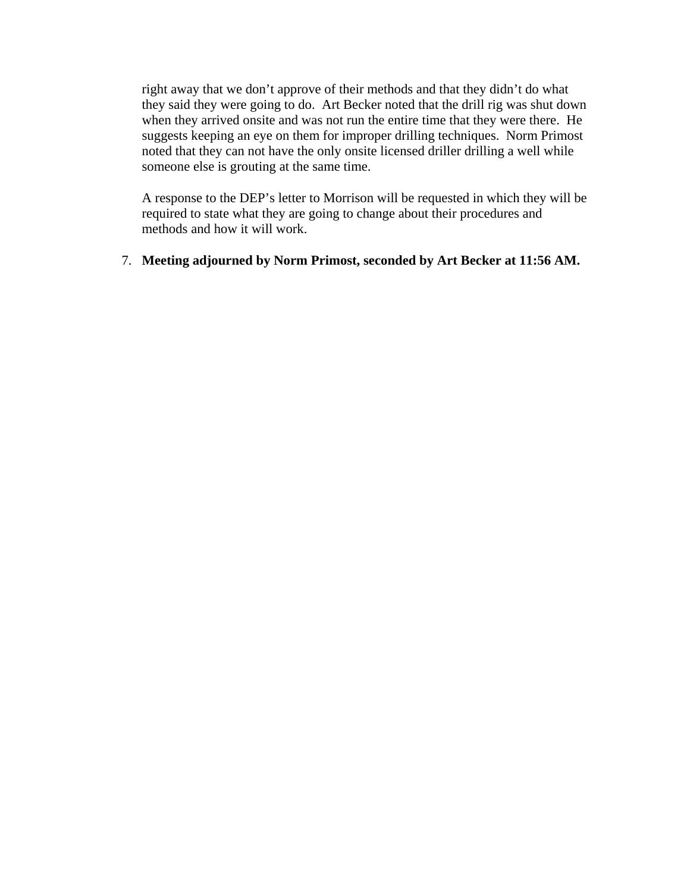right away that we don't approve of their methods and that they didn't do what they said they were going to do. Art Becker noted that the drill rig was shut down when they arrived onsite and was not run the entire time that they were there. He suggests keeping an eye on them for improper drilling techniques. Norm Primost noted that they can not have the only onsite licensed driller drilling a well while someone else is grouting at the same time.

A response to the DEP's letter to Morrison will be requested in which they will be required to state what they are going to change about their procedures and methods and how it will work.

7. **Meeting adjourned by Norm Primost, seconded by Art Becker at 11:56 AM.**